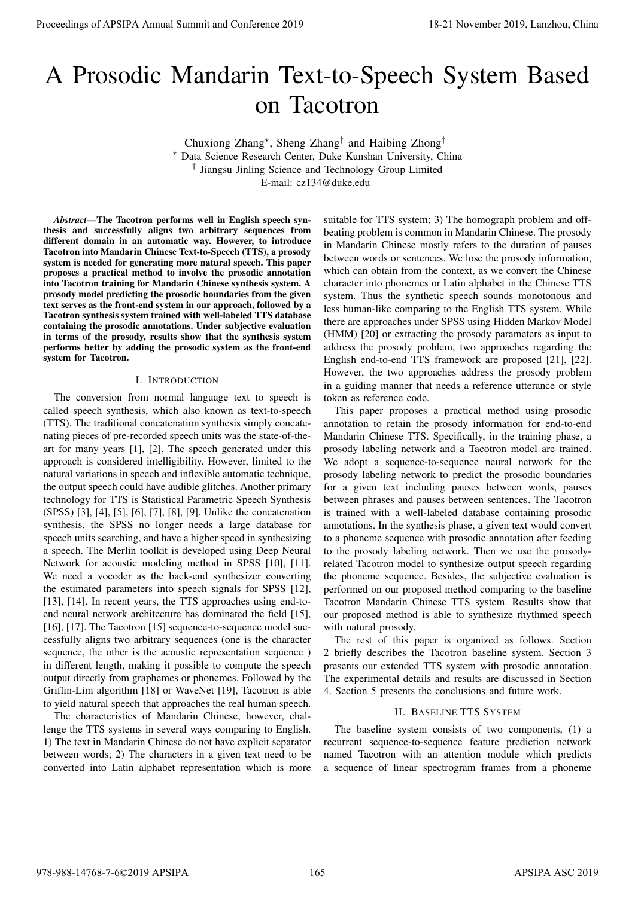# A Prosodic Mandarin Text-to-Speech System Based on Tacotron

Chuxiong Zhang[*], Sheng Zhang[†] and Haibing Zhong[†]

[*] Data Science Research Center, Duke Kunshan University, China

[†] Jiangsu Jinling Science and Technology Group Limited

E-mail: cz134@duke.edu

***Abstract*—The Tacotron performs well in English speech synthesis and successfully aligns two arbitrary sequences from different domain in an automatic way. However, to introduce Tacotron into Mandarin Chinese Text-to-Speech (TTS), a prosody system is needed for generating more natural speech. This paper proposes a practical method to involve the prosodic annotation into Tacotron training for Mandarin Chinese synthesis system. A prosody model predicting the prosodic boundaries from the given text serves as the front-end system in our approach, followed by a Tacotron synthesis system trained with well-labeled TTS database containing the prosodic annotations. Under subjective evaluation in terms of the prosody, results show that the synthesis system performs better by adding the prosodic system as the front-end system for Tacotron.**

## I. Introduction

The conversion from normal language text to speech is called speech synthesis, which also known as text-to-speech (TTS). The traditional concatenation synthesis simply concatenating pieces of pre-recorded speech units was the state-of-the-art for many years [1], [2]. The speech generated under this approach is considered intelligibility. However, limited to the natural variations in speech and inflexible automatic technique, the output speech could have audible glitches. Another primary technology for TTS is Statistical Parametric Speech Synthesis (SPSS) [3], [4], [5], [6], [7], [8], [9]. Unlike the concatenation synthesis, the SPSS no longer needs a large database for speech units searching, and have a higher speed in synthesizing a speech. The Merlin toolkit is developed using Deep Neural Network for acoustic modeling method in SPSS [10], [11]. We need a vocoder as the back-end synthesizer converting the estimated parameters into speech signals for SPSS [12], [13], [14]. In recent years, the TTS approaches using end-to-end neural network architecture has dominated the field [15], [16], [17]. The Tacotron [15] sequence-to-sequence model successfully aligns two arbitrary sequences (one is the character sequence, the other is the acoustic representation sequence ) in different length, making it possible to compute the speech output directly from graphemes or phonemes. Followed by the Griffin-Lim algorithm [18] or WaveNet [19], Tacotron is able to yield natural speech that approaches the real human speech.

The characteristics of Mandarin Chinese, however, challenge the TTS systems in several ways comparing to English. 1) The text in Mandarin Chinese do not have explicit separator between words; 2) The characters in a given text need to be converted into Latin alphabet representation which is more suitable for TTS system; 3) The homograph problem and off-beating problem is common in Mandarin Chinese. The prosody in Mandarin Chinese mostly refers to the duration of pauses between words or sentences. We lose the prosody information, which can obtain from the context, as we convert the Chinese character into phonemes or Latin alphabet in the Chinese TTS system. Thus the synthetic speech sounds monotonous and less human-like comparing to the English TTS system. While there are approaches under SPSS using Hidden Markov Model (HMM) [20] or extracting the prosody parameters as input to address the prosody problem, two approaches regarding the English end-to-end TTS framework are proposed [21], [22]. However, the two approaches address the prosody problem in a guiding manner that needs a reference utterance or style token as reference code.

This paper proposes a practical method using prosodic annotation to retain the prosody information for end-to-end Mandarin Chinese TTS. Specifically, in the training phase, a prosody labeling network and a Tacotron model are trained. We adopt a sequence-to-sequence neural network for the prosody labeling network to predict the prosodic boundaries for a given text including pauses between words, pauses between phrases and pauses between sentences. The Tacotron is trained with a well-labeled database containing prosodic annotations. In the synthesis phase, a given text would convert to a phoneme sequence with prosodic annotation after feeding to the prosody labeling network. Then we use the prosody-related Tacotron model to synthesize output speech regarding the phoneme sequence. Besides, the subjective evaluation is performed on our proposed method comparing to the baseline Tacotron Mandarin Chinese TTS system. Results show that our proposed method is able to synthesize rhythmed speech with natural prosody.

The rest of this paper is organized as follows. Section 2 briefly describes the Tacotron baseline system. Section 3 presents our extended TTS system with prosodic annotation. The experimental details and results are discussed in Section 4. Section 5 presents the conclusions and future work.

## II. Baseline TTS System

The baseline system consists of two components, (1) a recurrent sequence-to-sequence feature prediction network named Tacotron with an attention module which predicts a sequence of linear spectrogram frames from a phoneme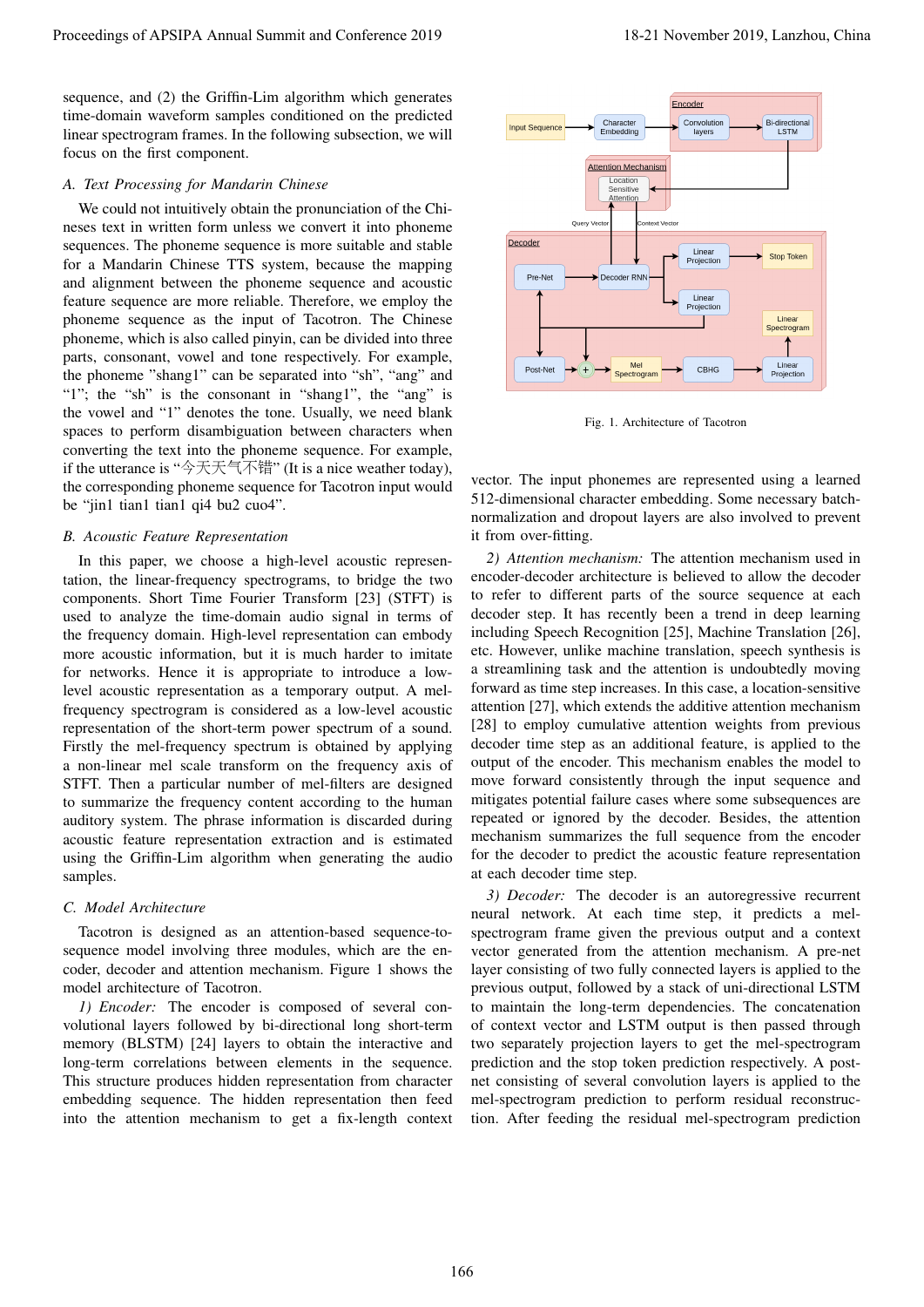sequence, and (2) the Griffin-Lim algorithm which generates time-domain waveform samples conditioned on the predicted linear spectrogram frames. In the following subsection, we will focus on the first component.

### A. Text Processing for Mandarin Chinese

We could not intuitively obtain the pronunciation of the Chineses text in written form unless we convert it into phoneme sequences. The phoneme sequence is more suitable and stable for a Mandarin Chinese TTS system, because the mapping and alignment between the phoneme sequence and acoustic feature sequence are more reliable. Therefore, we employ the phoneme sequence as the input of Tacotron. The Chinese phoneme, which is also called pinyin, can be divided into three parts, consonant, vowel and tone respectively. For example, the phoneme "shang1" can be separated into "sh", "ang" and "1"; the "sh" is the consonant in "shang1", the "ang" is the vowel and "1" denotes the tone. Usually, we need blank spaces to perform disambiguation between characters when converting the text into the phoneme sequence. For example, if the utterance is "今天天气不错" (It is a nice weather today), the corresponding phoneme sequence for Tacotron input would be "jin1 tian1 tian1 qi4 bu2 cuo4".

### B. Acoustic Feature Representation

In this paper, we choose a high-level acoustic representation, the linear-frequency spectrograms, to bridge the two components. Short Time Fourier Transform [23] (STFT) is used to analyze the time-domain audio signal in terms of the frequency domain. High-level representation can embody more acoustic information, but it is much harder to imitate for networks. Hence it is appropriate to introduce a low-level acoustic representation as a temporary output. A mel-frequency spectrogram is considered as a low-level acoustic representation of the short-term power spectrum of a sound. Firstly the mel-frequency spectrum is obtained by applying a non-linear mel scale transform on the frequency axis of STFT. Then a particular number of mel-filters are designed to summarize the frequency content according to the human auditory system. The phrase information is discarded during acoustic feature representation extraction and is estimated using the Griffin-Lim algorithm when generating the audio samples.

### C. Model Architecture

Tacotron is designed as an attention-based sequence-to-sequence model involving three modules, which are the encoder, decoder and attention mechanism. Figure 1 shows the model architecture of Tacotron.

*1) Encoder:* The encoder is composed of several convolutional layers followed by bi-directional long short-term memory (BLSTM) [24] layers to obtain the interactive and long-term correlations between elements in the sequence. This structure produces hidden representation from character embedding sequence. The hidden representation then feed into the attention mechanism to get a fix-length context vector. The input phonemes are represented using a learned 512-dimensional character embedding. Some necessary batch-normalization and dropout layers are also involved to prevent it from over-fitting.

Fig. 1. Architecture of Tacotron

*2) Attention mechanism:* The attention mechanism used in encoder-decoder architecture is believed to allow the decoder to refer to different parts of the source sequence at each decoder step. It has recently been a trend in deep learning including Speech Recognition [25], Machine Translation [26], etc. However, unlike machine translation, speech synthesis is a streamlining task and the attention is undoubtedly moving forward as time step increases. In this case, a location-sensitive attention [27], which extends the additive attention mechanism [28] to employ cumulative attention weights from previous decoder time step as an additional feature, is applied to the output of the encoder. This mechanism enables the model to move forward consistently through the input sequence and mitigates potential failure cases where some subsequences are repeated or ignored by the decoder. Besides, the attention mechanism summarizes the full sequence from the encoder for the decoder to predict the acoustic feature representation at each decoder time step.

*3) Decoder:* The decoder is an autoregressive recurrent neural network. At each time step, it predicts a mel-spectrogram frame given the previous output and a context vector generated from the attention mechanism. A pre-net layer consisting of two fully connected layers is applied to the previous output, followed by a stack of uni-directional LSTM to maintain the long-term dependencies. The concatenation of context vector and LSTM output is then passed through two separately projection layers to get the mel-spectrogram prediction and the stop token prediction respectively. A post-net consisting of several convolution layers is applied to the mel-spectrogram prediction to perform residual reconstruction. After feeding the residual mel-spectrogram prediction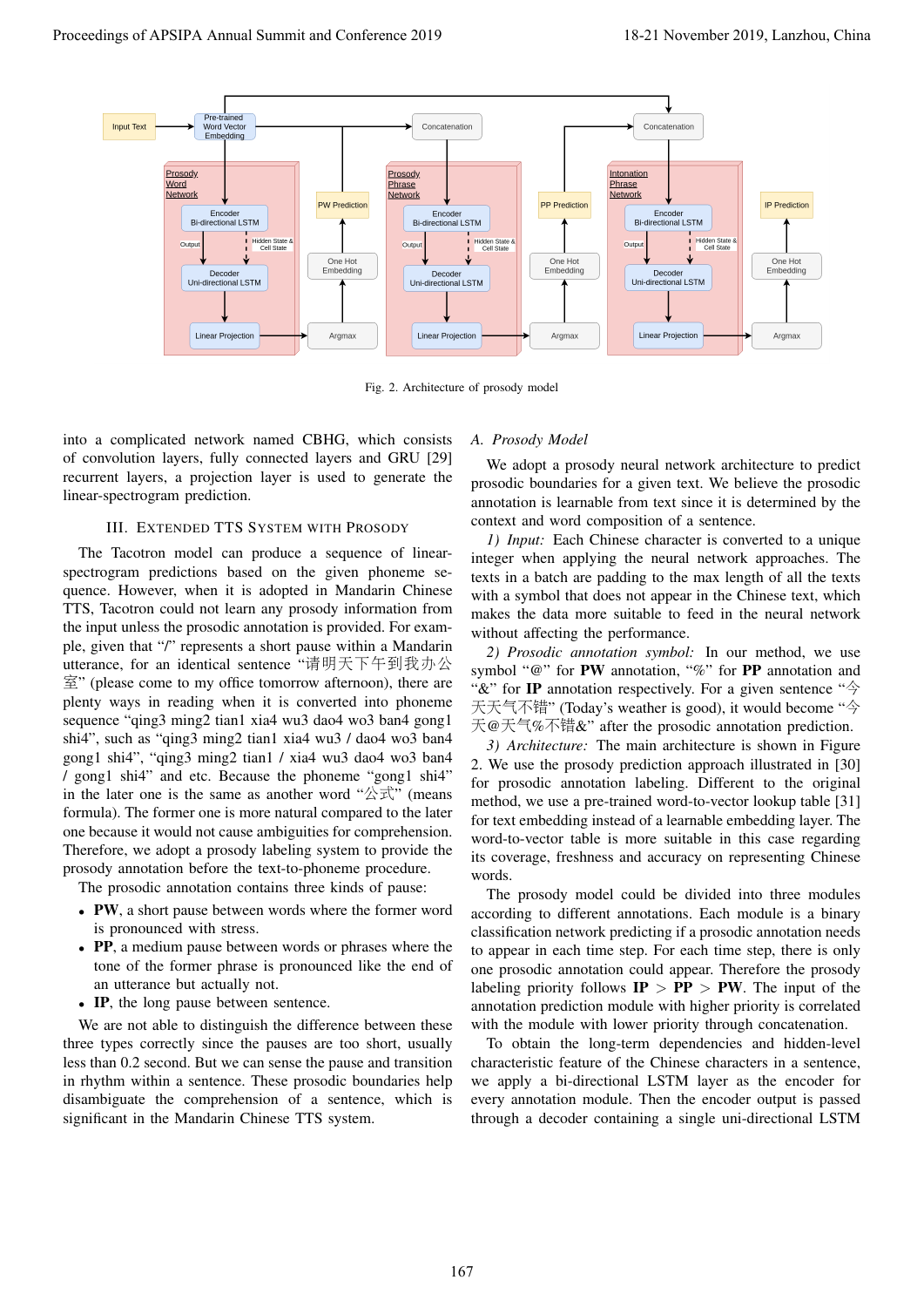Fig. 2. Architecture of prosody model

into a complicated network named CBHG, which consists of convolution layers, fully connected layers and GRU [29] recurrent layers, a projection layer is used to generate the linear-spectrogram prediction.

## III. Extended TTS System with Prosody

The Tacotron model can produce a sequence of linear-spectrogram predictions based on the given phoneme sequence. However, when it is adopted in Mandarin Chinese TTS, Tacotron could not learn any prosody information from the input unless the prosodic annotation is provided. For example, given that "/" represents a short pause within a Mandarin utterance, for an identical sentence "请明天下午到我办公室" (please come to my office tomorrow afternoon), there are plenty ways in reading when it is converted into phoneme sequence "qing3 ming2 tian1 xia4 wu3 dao4 wo3 ban4 gong1 shi4", such as "qing3 ming2 tian1 xia4 wu3 / dao4 wo3 ban4 gong1 shi4", "qing3 ming2 tian1 / xia4 wu3 dao4 wo3 ban4 / gong1 shi4" and etc. Because the phoneme "gong1 shi4" in the later one is the same as another word "公式" (means formula). The former one is more natural compared to the later one because it would not cause ambiguities for comprehension. Therefore, we adopt a prosody labeling system to provide the prosody annotation before the text-to-phoneme procedure.

The prosodic annotation contains three kinds of pause:

- **PW**, a short pause between words where the former word is pronounced with stress.
- **PP**, a medium pause between words or phrases where the tone of the former phrase is pronounced like the end of an utterance but actually not.
- **IP**, the long pause between sentence.

We are not able to distinguish the difference between these three types correctly since the pauses are too short, usually less than 0.2 second. But we can sense the pause and transition in rhythm within a sentence. These prosodic boundaries help disambiguate the comprehension of a sentence, which is significant in the Mandarin Chinese TTS system.

### A. Prosody Model

We adopt a prosody neural network architecture to predict prosodic boundaries for a given text. We believe the prosodic annotation is learnable from text since it is determined by the context and word composition of a sentence.

*1) Input:* Each Chinese character is converted to a unique integer when applying the neural network approaches. The texts in a batch are padding to the max length of all the texts with a symbol that does not appear in the Chinese text, which makes the data more suitable to feed in the neural network without affecting the performance.

*2) Prosodic annotation symbol:* In our method, we use symbol "@" for **PW** annotation, "%" for **PP** annotation and "&" for **IP** annotation respectively. For a given sentence "今天天气不错" (Today's weather is good), it would become "今天@天气%不错&" after the prosodic annotation prediction.

*3) Architecture:* The main architecture is shown in Figure 2. We use the prosody prediction approach illustrated in [30] for prosodic annotation labeling. Different to the original method, we use a pre-trained word-to-vector lookup table [31] for text embedding instead of a learnable embedding layer. The word-to-vector table is more suitable in this case regarding its coverage, freshness and accuracy on representing Chinese words.

The prosody model could be divided into three modules according to different annotations. Each module is a binary classification network predicting if a prosodic annotation needs to appear in each time step. For each time step, there is only one prosodic annotation could appear. Therefore the prosody labeling priority follows **IP** > **PP** > **PW**. The input of the annotation prediction module with higher priority is correlated with the module with lower priority through concatenation.

To obtain the long-term dependencies and hidden-level characteristic feature of the Chinese characters in a sentence, we apply a bi-directional LSTM layer as the encoder for every annotation module. Then the encoder output is passed through a decoder containing a single uni-directional LSTM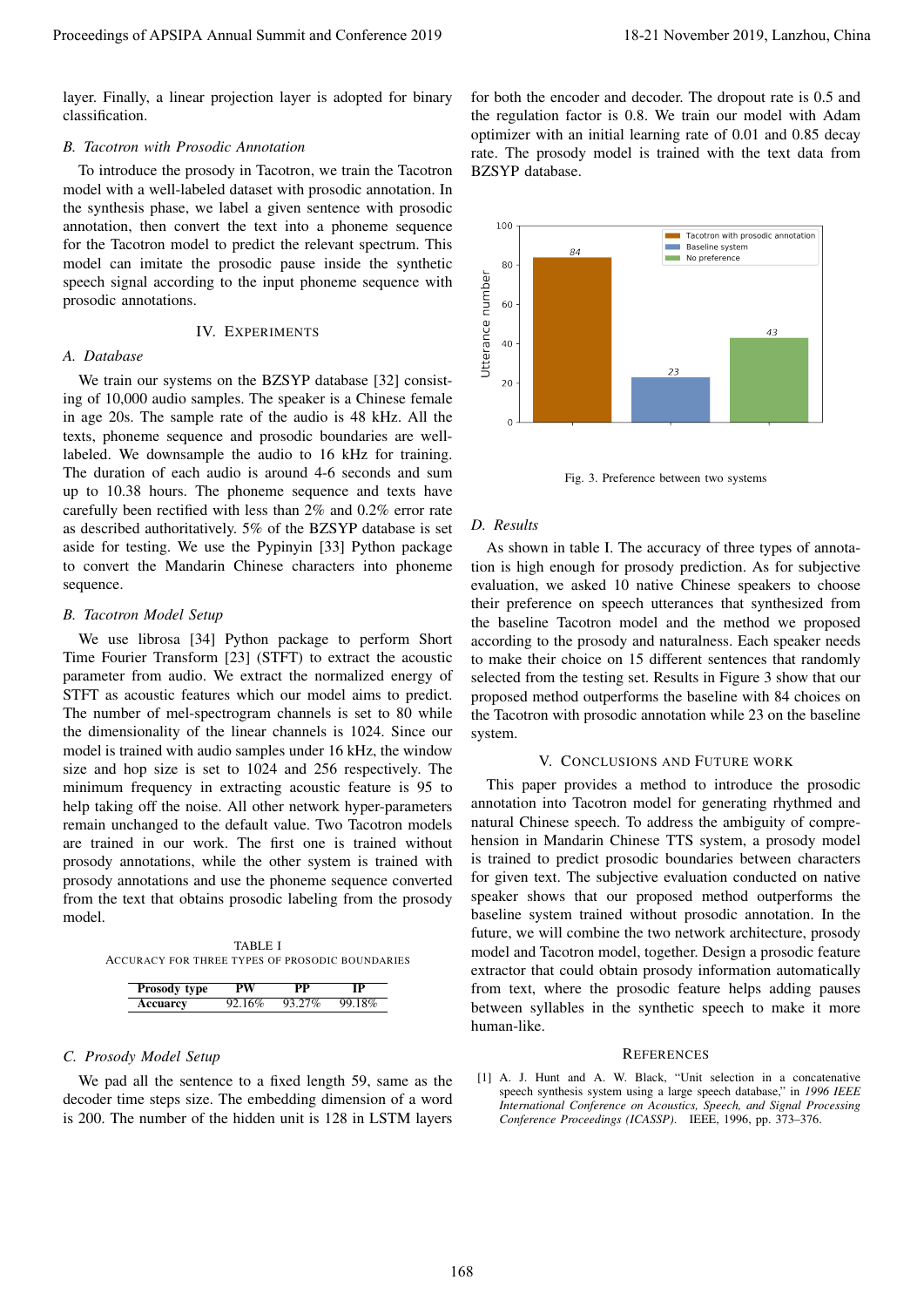layer. Finally, a linear projection layer is adopted for binary classification.

### B. Tacotron with Prosodic Annotation

To introduce the prosody in Tacotron, we train the Tacotron model with a well-labeled dataset with prosodic annotation. In the synthesis phase, we label a given sentence with prosodic annotation, then convert the text into a phoneme sequence for the Tacotron model to predict the relevant spectrum. This model can imitate the prosodic pause inside the synthetic speech signal according to the input phoneme sequence with prosodic annotations.

## IV. Experiments

### A. Database

We train our systems on the BZSYP database [32] consisting of 10,000 audio samples. The speaker is a Chinese female in age 20s. The sample rate of the audio is 48 kHz. All the texts, phoneme sequence and prosodic boundaries are well-labeled. We downsample the audio to 16 kHz for training. The duration of each audio is around 4-6 seconds and sum up to 10.38 hours. The phoneme sequence and texts have carefully been rectified with less than 2% and 0.2% error rate as described authoritatively. 5% of the BZSYP database is set aside for testing. We use the Pypinyin [33] Python package to convert the Mandarin Chinese characters into phoneme sequence.

### B. Tacotron Model Setup

We use librosa [34] Python package to perform Short Time Fourier Transform [23] (STFT) to extract the acoustic parameter from audio. We extract the normalized energy of STFT as acoustic features which our model aims to predict. The number of mel-spectrogram channels is set to 80 while the dimensionality of the linear channels is 1024. Since our model is trained with audio samples under 16 kHz, the window size and hop size is set to 1024 and 256 respectively. The minimum frequency in extracting acoustic feature is 95 to help taking off the noise. All other network hyper-parameters remain unchanged to the default value. Two Tacotron models are trained in our work. The first one is trained without prosody annotations, while the other system is trained with prosody annotations and use the phoneme sequence converted from the text that obtains prosodic labeling from the prosody model.

TABLE I
ACCURACY FOR THREE TYPES OF PROSODIC BOUNDARIES

| Prosody type | PW | PP | IP |
|---|---|---|---|
| Acuracy | 92.16% | 93.27% | 99.18% |

### C. Prosody Model Setup

We pad all the sentence to a fixed length 59, same as the decoder time steps size. The embedding dimension of a word is 200. The number of the hidden unit is 128 in LSTM layers for both the encoder and decoder. The dropout rate is 0.5 and the regulation factor is 0.8. We train our model with Adam optimizer with an initial learning rate of 0.01 and 0.85 decay rate. The prosody model is trained with the text data from BZSYP database.

Fig. 3. Preference between two systems

### D. Results

As shown in table I. The accuracy of three types of annotation is high enough for prosody prediction. As for subjective evaluation, we asked 10 native Chinese speakers to choose their preference on speech utterances that synthesized from the baseline Tacotron model and the method we proposed according to the prosody and naturalness. Each speaker needs to make their choice on 15 different sentences that randomly selected from the testing set. Results in Figure 3 show that our proposed method outperforms the baseline with 84 choices on the Tacotron with prosodic annotation while 23 on the baseline system.

## V. Conclusions and Future Work

This paper provides a method to introduce the prosodic annotation into Tacotron model for generating rhythmed and natural Chinese speech. To address the ambiguity of comprehension in Mandarin Chinese TTS system, a prosody model is trained to predict prosody boundaries between characters for given text. The subjective evaluation conducted on native speaker shows that our proposed method outperforms the baseline system trained without prosodic annotation. In the future, we will combine the two network architecture, prosody model and Tacotron model, together. Design a prosodic feature extractor that could obtain prosody information automatically from text, where the prosodic feature helps adding pauses between syllables in the synthetic speech to make it more human-like.

## References

[1] A. J. Hunt and A. W. Black, "Unit selection in a concatenative speech synthesis system using a large speech database," in *1996 IEEE International Conference on Acoustics, Speech, and Signal Processing Conference Proceedings (ICASSP)*. IEEE, 1996, pp. 373–376.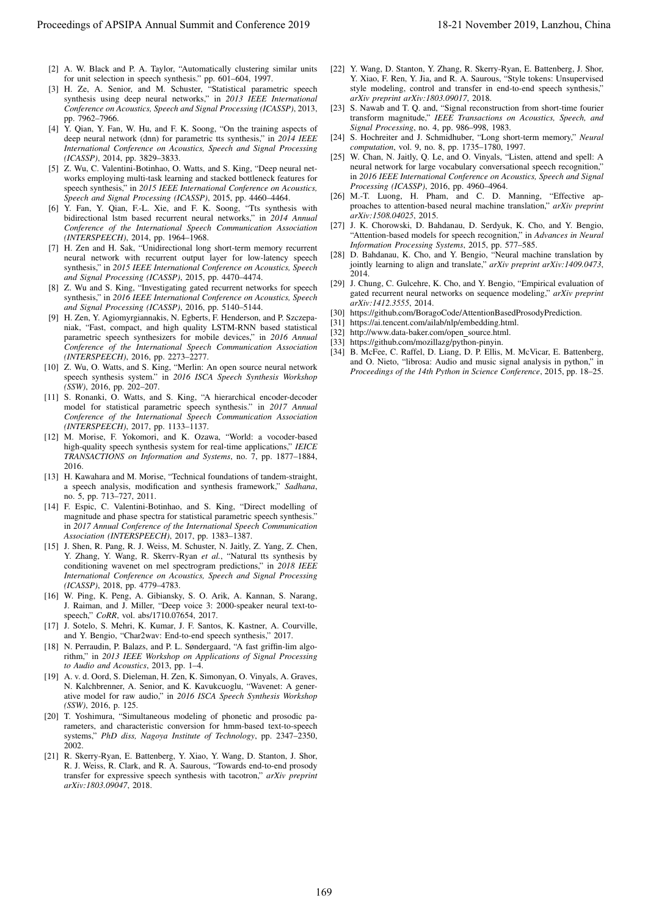[2] A. W. Black and P. A. Taylor, "Automatically clustering similar units for unit selection in speech synthesis." pp. 601–604, 1997.

[3] H. Ze, A. Senior, and M. Schuster, "Statistical parametric speech synthesis using deep neural networks," in *2013 IEEE International Conference on Acoustics, Speech and Signal Processing (ICASSP)*, 2013, pp. 7962–7966.

[4] Y. Qian, Y. Fan, W. Hu, and F. K. Soong, "On the training aspects of deep neural network (dnn) for parametric tts synthesis," in *2014 IEEE International Conference on Acoustics, Speech and Signal Processing (ICASSP)*, 2014, pp. 3829–3833.

[5] Z. Wu, C. Valentini-Botinhao, O. Watts, and S. King, "Deep neural networks employing multi-task learning and stacked bottleneck features for speech synthesis," in *2015 IEEE International Conference on Acoustics, Speech and Signal Processing (ICASSP)*, 2015, pp. 4460–4464.

[6] Y. Fan, Y. Qian, F.-L. Xie, and F. K. Soong, "Tts synthesis with bidirectional lstm based recurrent neural networks," in *2014 Annual Conference of the International Speech Communication Association (INTERSPEECH)*, 2014, pp. 1964–1968.

[7] H. Zen and H. Sak, "Unidirectional long short-term memory recurrent neural network with recurrent output layer for low-latency speech synthesis," in *2015 IEEE International Conference on Acoustics, Speech and Signal Processing (ICASSP)*, 2015, pp. 4470–4474.

[8] Z. Wu and S. King, "Investigating gated recurrent networks for speech synthesis," in *2016 IEEE International Conference on Acoustics, Speech and Signal Processing (ICASSP)*, 2016, pp. 5140–5144.

[9] H. Zen, Y. Agiomyrgiannakis, N. Egberts, F. Henderson, and P. Szczepaniak, "Fast, compact, and high quality LSTM-RNN based statistical parametric speech synthesizers for mobile devices," in *2016 Annual Conference of the International Speech Communication Association (INTERSPEECH)*, 2016, pp. 2273–2277.

[10] Z. Wu, O. Watts, and S. King, "Merlin: An open source neural network speech synthesis system." in *2016 ISCA Speech Synthesis Workshop (SSW)*, 2016, pp. 202–207.

[11] S. Ronanki, O. Watts, and S. King, "A hierarchical encoder-decoder model for statistical parametric speech synthesis." in *2017 Annual Conference of the International Speech Communication Association (INTERSPEECH)*, 2017, pp. 1133–1137.

[12] M. Morise, F. Yokomori, and K. Ozawa, "World: a vocoder-based high-quality speech synthesis system for real-time applications," *IEICE TRANSACTIONS on Information and Systems*, no. 7, pp. 1877–1884, 2016.

[13] H. Kawahara and M. Morise, "Technical foundations of tandem-straight, a speech analysis, modification and synthesis framework," *Sadhana*, no. 5, pp. 713–727, 2011.

[14] F. Espic, C. Valentini-Botinhao, and S. King, "Direct modelling of magnitude and phase spectra for statistical parametric speech synthesis." in *2017 Annual Conference of the International Speech Communication Association (INTERSPEECH)*, 2017, pp. 1383–1387.

[15] J. Shen, R. Pang, R. J. Weiss, M. Schuster, N. Jaitly, Z. Yang, Z. Chen, Y. Zhang, Y. Wang, R. Skerrv-Ryan *et al.*, "Natural tts synthesis by conditioning wavenet on mel spectrogram predictions," in *2018 IEEE International Conference on Acoustics, Speech and Signal Processing (ICASSP)*, 2018, pp. 4779–4783.

[16] W. Ping, K. Peng, A. Gibiansky, S. O. Arik, A. Kannan, S. Narang, J. Raiman, and J. Miller, "Deep voice 3: 2000-speaker neural text-to-speech," *CoRR*, vol. abs/1710.07654, 2017.

[17] J. Sotelo, S. Mehri, K. Kumar, J. F. Santos, K. Kastner, A. Courville, and Y. Bengio, "Char2wav: End-to-end speech synthesis," 2017.

[18] N. Perraudin, P. Balazs, and P. L. Søndergaard, "A fast griffin-lim algorithm," in *2013 IEEE Workshop on Applications of Signal Processing to Audio and Acoustics*, 2013, pp. 1–4.

[19] A. v. d. Oord, S. Dieleman, H. Zen, K. Simonyan, O. Vinyals, A. Graves, N. Kalchbrenner, A. Senior, and K. Kavukcuoglu, "Wavenet: A generative model for raw audio," in *2016 ISCA Speech Synthesis Workshop (SSW)*, 2016, p. 125.

[20] T. Yoshimura, "Simultaneous modeling of phonetic and prosodic parameters, and characteristic conversion for hmm-based text-to-speech systems," *PhD diss, Nagoya Institute of Technology*, pp. 2347–2350, 2002.

[21] R. Skerry-Ryan, E. Battenberg, Y. Xiao, Y. Wang, D. Stanton, J. Shor, R. J. Weiss, R. Clark, and R. A. Saurous, "Towards end-to-end prosody transfer for expressive speech synthesis with tacotron," *arXiv preprint arXiv:1803.09047*, 2018.

[22] Y. Wang, D. Stanton, Y. Zhang, R. Skerry-Ryan, E. Battenberg, J. Shor, Y. Xiao, F. Ren, Y. Jia, and R. A. Saurous, "Style tokens: Unsupervised style modeling, control and transfer in end-to-end speech synthesis," *arXiv preprint arXiv:1803.09017*, 2018.

[23] S. Nawab and T. Q. and, "Signal reconstruction from short-time fourier transform magnitude," *IEEE Transactions on Acoustics, Speech, and Signal Processing*, no. 4, pp. 986–998, 1983.

[24] S. Hochreiter and J. Schmidhuber, "Long short-term memory," *Neural computation*, vol. 9, no. 8, pp. 1735–1780, 1997.

[25] W. Chan, N. Jaitly, Q. Le, and O. Vinyals, "Listen, attend and spell: A neural network for large vocabulary conversational speech recognition," in *2016 IEEE International Conference on Acoustics, Speech and Signal Processing (ICASSP)*, 2016, pp. 4960–4964.

[26] M.-T. Luong, H. Pham, and C. D. Manning, "Effective approaches to attention-based neural machine translation," *arXiv preprint arXiv:1508.04025*, 2015.

[27] J. K. Chorowski, D. Bahdanau, D. Serdyuk, K. Cho, and Y. Bengio, "Attention-based models for speech recognition," in *Advances in Neural Information Processing Systems*, 2015, pp. 577–585.

[28] D. Bahdanau, K. Cho, and Y. Bengio, "Neural machine translation by jointly learning to align and translate," *arXiv preprint arXiv:1409.0473*, 2014.

[29] J. Chung, C. Gulcehre, K. Cho, and Y. Bengio, "Empirical evaluation of gated recurrent neural networks on sequence modeling," *arXiv preprint arXiv:1412.3555*, 2014.

[30] https://github.com/BoragoCode/AttentionBasedProsodyPrediction.

[31] https://ai.tencent.com/ailab/nlp/embedding.html.

[32] http://www.data-baker.com/open_source.html.

[33] https://github.com/mozillazg/python-pinyin.

[34] B. McFee, C. Raffel, D. Liang, D. P. Ellis, M. McVicar, E. Battenberg, and O. Nieto, "librosa: Audio and music signal analysis in python," in *Proceedings of the 14th Python in Science Conference*, 2015, pp. 18–25.